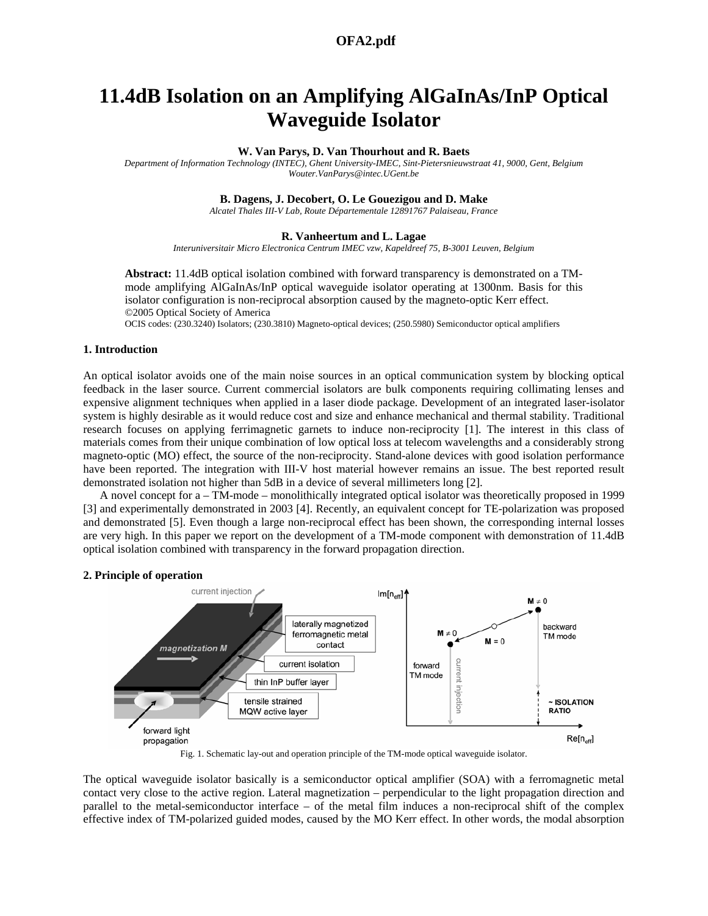# 11.4dB Isolation on an Amplifying AlGaInAs/InP Optical Waveguide Isolator

**W. Van Parys, D. Van Thourhout and R. Baets**

*Department of Information Technology (INTEC), Ghent University-IMEC, Sint-Pietersnieuwstraat 41, 9000, Gent, Belgium*
*Wouter.VanParys@intec.UGent.be*

**B. Dagens, J. Decobert, O. Le Gouezigou and D. Make**

*Alcatel Thales III-V Lab, Route Départementale 12891767 Palaiseau, France*

**R. Vanheertum and L. Lagae**

*Interuniversitair Micro Electronica Centrum IMEC vzw, Kapeldreef 75, B-3001 Leuven, Belgium*

**Abstract:** 11.4dB optical isolation combined with forward transparency is demonstrated on a TM-mode amplifying AlGaInAs/InP optical waveguide isolator operating at 1300nm. Basis for this isolator configuration is non-reciprocal absorption caused by the magneto-optic Kerr effect.
©2005 Optical Society of America
OCIS codes: (230.3240) Isolators; (230.3810) Magneto-optical devices; (250.5980) Semiconductor optical amplifiers

## 1. Introduction

An optical isolator avoids one of the main noise sources in an optical communication system by blocking optical feedback in the laser source. Current commercial isolators are bulk components requiring collimating lenses and expensive alignment techniques when applied in a laser diode package. Development of an integrated laser-isolator system is highly desirable as it would reduce cost and size and enhance mechanical and thermal stability. Traditional research focuses on applying ferrimagnetic garnets to induce non-reciprocity [1]. The interest in this class of materials comes from their unique combination of low optical loss at telecom wavelengths and a considerably strong magneto-optic (MO) effect, the source of the non-reciprocity. Stand-alone devices with good isolation performance have been reported. The integration with III-V host material however remains an issue. The best reported result demonstrated isolation not higher than 5dB in a device of several millimeters long [2].

A novel concept for a – TM-mode – monolithically integrated optical isolator was theoretically proposed in 1999 [3] and experimentally demonstrated in 2003 [4]. Recently, an equivalent concept for TE-polarization was proposed and demonstrated [5]. Even though a large non-reciprocal effect has been shown, the corresponding internal losses are very high. In this paper we report on the development of a TM-mode component with demonstration of 11.4dB optical isolation combined with transparency in the forward propagation direction.

## 2. Principle of operation

Fig. 1. Schematic lay-out and operation principle of the TM-mode optical waveguide isolator.

The optical waveguide isolator basically is a semiconductor optical amplifier (SOA) with a ferromagnetic metal contact very close to the active region. Lateral magnetization – perpendicular to the light propagation direction and parallel to the metal-semiconductor interface – of the metal film induces a non-reciprocal shift of the complex effective index of TM-polarized guided modes, caused by the MO Kerr effect. In other words, the modal absorption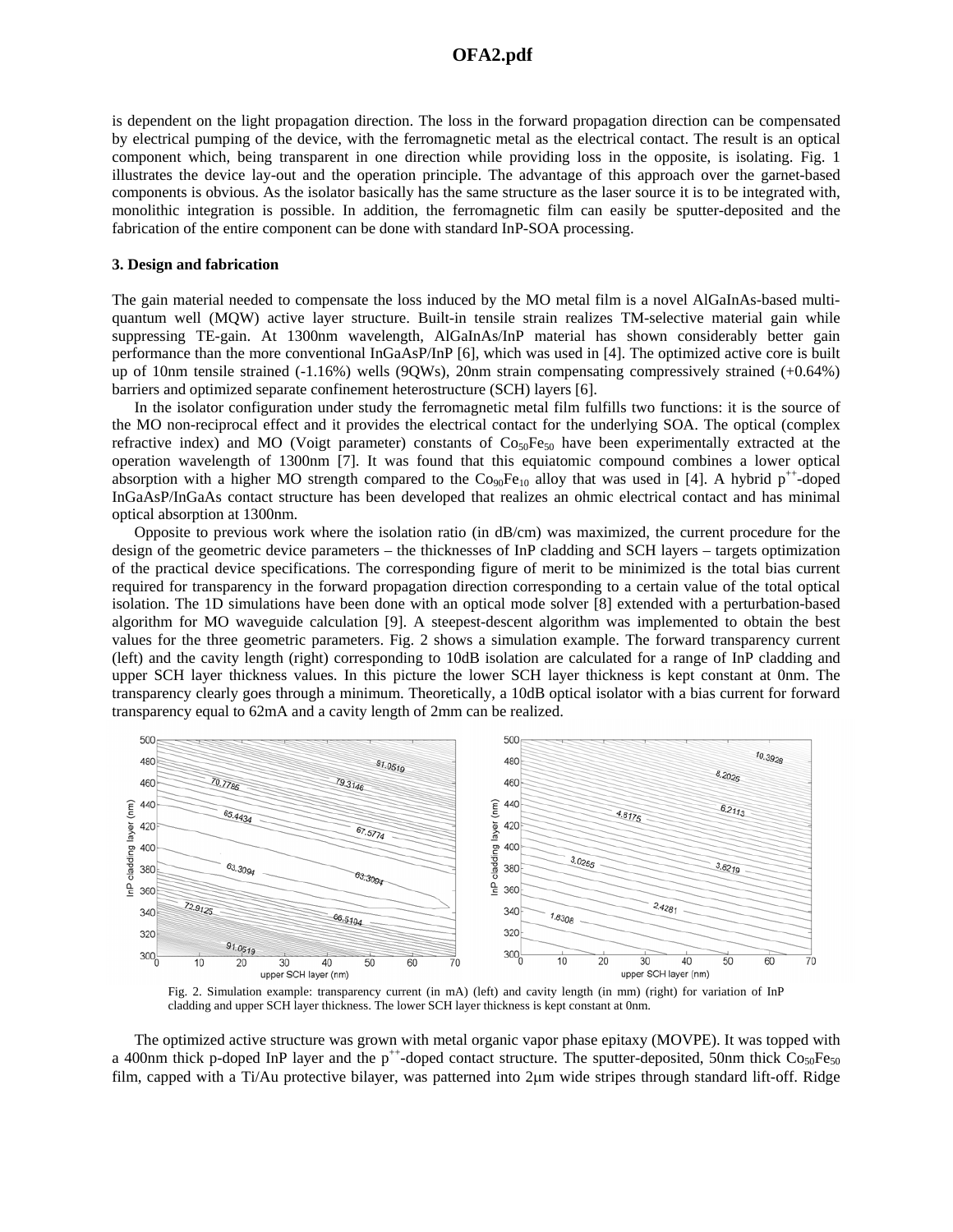is dependent on the light propagation direction. The loss in the forward propagation direction can be compensated by electrical pumping of the device, with the ferromagnetic metal as the electrical contact. The result is an optical component which, being transparent in one direction while providing loss in the opposite, is isolating. Fig. 1 illustrates the device lay-out and the operation principle. The advantage of this approach over the garnet-based components is obvious. As the isolator basically has the same structure as the laser source it is to be integrated with, monolithic integration is possible. In addition, the ferromagnetic film can easily be sputter-deposited and the fabrication of the entire component can be done with standard InP-SOA processing.

### 3. Design and fabrication

The gain material needed to compensate the loss induced by the MO metal film is a novel AlGaInAs-based multi-quantum well (MQW) active layer structure. Built-in tensile strain realizes TM-selective material gain while suppressing TE-gain. At 1300nm wavelength, AlGaInAs/InP material has shown considerably better gain performance than the more conventional InGaAsP/InP [6], which was used in [4]. The optimized active core is built up of 10nm tensile strained (-1.16%) wells (9QWs), 20nm strain compensating compressively strained (+0.64%) barriers and optimized separate confinement heterostructure (SCH) layers [6].

In the isolator configuration under study the ferromagnetic metal film fulfills two functions: it is the source of the MO non-reciprocal effect and it provides the electrical contact for the underlying SOA. The optical (complex refractive index) and MO (Voigt parameter) constants of $Co_{50}Fe_{50}$ have been experimentally extracted at the operation wavelength of 1300nm [7]. It was found that this equiatomic compound combines a lower optical absorption with a higher MO strength compared to the $Co_{90}Fe_{10}$ alloy that was used in [4]. A hybrid $p^{++}$-doped InGaAsP/InGaAs contact structure has been developed that realizes an ohmic electrical contact and has minimal optical absorption at 1300nm.

Opposite to previous work where the isolation ratio (in dB/cm) was maximized, the current procedure for the design of the geometric device parameters – the thicknesses of InP cladding and SCH layers – targets optimization of the practical device specifications. The corresponding figure of merit to be minimized is the total bias current required for transparency in the forward propagation direction corresponding to a certain value of the total optical isolation. The 1D simulations have been done with an optical mode solver [8] extended with a perturbation-based algorithm for MO waveguide calculation [9]. A steepest-descent algorithm was implemented to obtain the best values for the three geometric parameters. Fig. 2 shows a simulation example. The forward transparency current (left) and the cavity length (right) corresponding to 10dB isolation are calculated for a range of InP cladding and upper SCH layer thickness values. In this picture the lower SCH layer thickness is kept constant at 0nm. The transparency clearly goes through a minimum. Theoretically, a 10dB optical isolator with a bias current for forward transparency equal to 62mA and a cavity length of 2mm can be realized.

Fig. 2. Simulation example: transparency current (in mA) (left) and cavity length (in mm) (right) for variation of InP cladding and upper SCH layer thickness. The lower SCH layer thickness is kept constant at 0nm.

The optimized active structure was grown with metal organic vapor phase epitaxy (MOVPE). It was topped with a 400nm thick p-doped InP layer and the $p^{++}$-doped contact structure. The sputter-deposited, 50nm thick $Co_{50}Fe_{50}$ film, capped with a Ti/Au protective bilayer, was patterned into 2μm wide stripes through standard lift-off. Ridge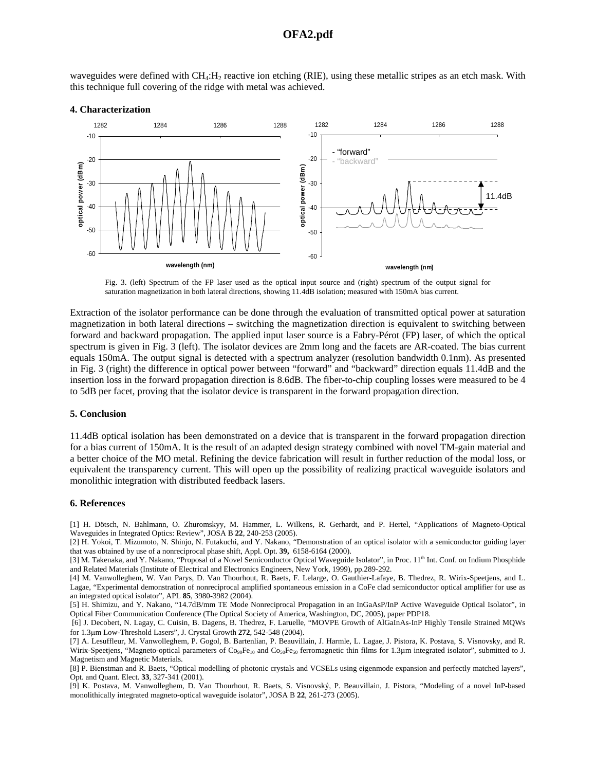waveguides were defined with $CH_4$:$H_2$ reactive ion etching (RIE), using these metallic stripes as an etch mask. With this technique full covering of the ridge with metal was achieved.

### 4. Characterization

1282 1284 1286 1288
-10
-20
-30
-40
-50
-60
optical power (dBm)
wavelength (nm)

1282 1284 1286 1288
-10
-20
-30
-40
-50
-60
optical power (dBm)
- "forward"
- "backward"
11.4dB
wavelength (nm)

Fig. 3. (left) Spectrum of the FP laser used as the optical input source and (right) spectrum of the output signal for saturation magnetization in both lateral directions, showing 11.4dB isolation; measured with 150mA bias current.

Extraction of the isolator performance can be done through the evaluation of transmitted optical power at saturation magnetization in both lateral directions – switching the magnetization direction is equivalent to switching between forward and backward propagation. The applied input laser source is a Fabry-Pérot (FP) laser, of which the optical spectrum is given in Fig. 3 (left). The isolator devices are 2mm long and the facets are AR-coated. The bias current equals 150mA. The output signal is detected with a spectrum analyzer (resolution bandwidth 0.1nm). As presented in Fig. 3 (right) the difference in optical power between "forward" and "backward" direction equals 11.4dB and the insertion loss in the forward propagation direction is 8.6dB. The fiber-to-chip coupling losses were measured to be 4 to 5dB per facet, proving that the isolator device is transparent in the forward propagation direction.

### 5. Conclusion

11.4dB optical isolation has been demonstrated on a device that is transparent in the forward propagation direction for a bias current of 150mA. It is the result of an adapted design strategy combined with novel TM-gain material and a better choice of the MO metal. Refining the device fabrication will result in further reduction of the modal loss, or equivalent the transparency current. This will open up the possibility of realizing practical waveguide isolators and monolithic integration with distributed feedback lasers.

### 6. References

[1] H. Dötsch, N. Bahlmann, O. Zhuromskyy, M. Hammer, L. Wilkens, R. Gerhardt, and P. Hertel, "Applications of Magneto-Optical Waveguides in Integrated Optics: Review", JOSA B **22**, 240-253 (2005).

[2] H. Yokoi, T. Mizumoto, N. Shinjo, N. Futakuchi, and Y. Nakano, "Demonstration of an optical isolator with a semiconductor guiding layer that was obtained by use of a nonreciprocal phase shift, Appl. Opt. **39,** 6158-6164 (2000).

[3] M. Takenaka, and Y. Nakano, "Proposal of a Novel Semiconductor Optical Waveguide Isolator", in Proc. 11th Int. Conf. on Indium Phosphide and Related Materials (Institute of Electrical and Electronics Engineers, New York, 1999), pp.289-292.

[4] M. Vanwolleghem, W. Van Parys, D. Van Thourhout, R. Baets, F. Lelarge, O. Gauthier-Lafaye, B. Thedrez, R. Wirix-Speetjens, and L. Lagae, "Experimental demonstration of nonreciprocal amplified spontaneous emission in a CoFe clad semiconductor optical amplifier for use as an integrated optical isolator", APL **85**, 3980-3982 (2004).

[5] H. Shimizu, and Y. Nakano, "14.7dB/mm TE Mode Nonreciprocal Propagation in an InGaAsP/InP Active Waveguide Optical Isolator", in Optical Fiber Communication Conference (The Optical Society of America, Washington, DC, 2005), paper PDP18.

[6] J. Decobert, N. Lagay, C. Cuisin, B. Dagens, B. Thedrez, F. Laruelle, "MOVPE Growth of AlGaInAs-InP Highly Tensile Strained MQWs for 1.3μm Low-Threshold Lasers", J. Crystal Growth **272**, 542-548 (2004).

[7] A. Lesuffleur, M. Vanwolleghem, P. Gogol, B. Bartenlian, P. Beauvillain, J. Harmle, L. Lagae, J. Pistora, K. Postava, S. Visnovsky, and R. Wirix-Speetjens, "Magneto-optical parameters of $Co_{90}Fe_{10}$ and $Co_{50}Fe_{50}$ ferromagnetic thin films for 1.3μm integrated isolator", submitted to J. Magnetism and Magnetic Materials.

[8] P. Bienstman and R. Baets, "Optical modelling of photonic crystals and VCSELs using eigenmode expansion and perfectly matched layers", Opt. and Quant. Elect. **33**, 327-341 (2001).

[9] K. Postava, M. Vanwolleghem, D. Van Thourhout, R. Baets, S. Visnovský, P. Beauvillain, J. Pistora, "Modeling of a novel InP-based monolithically integrated magneto-optical waveguide isolator", JOSA B **22**, 261-273 (2005).